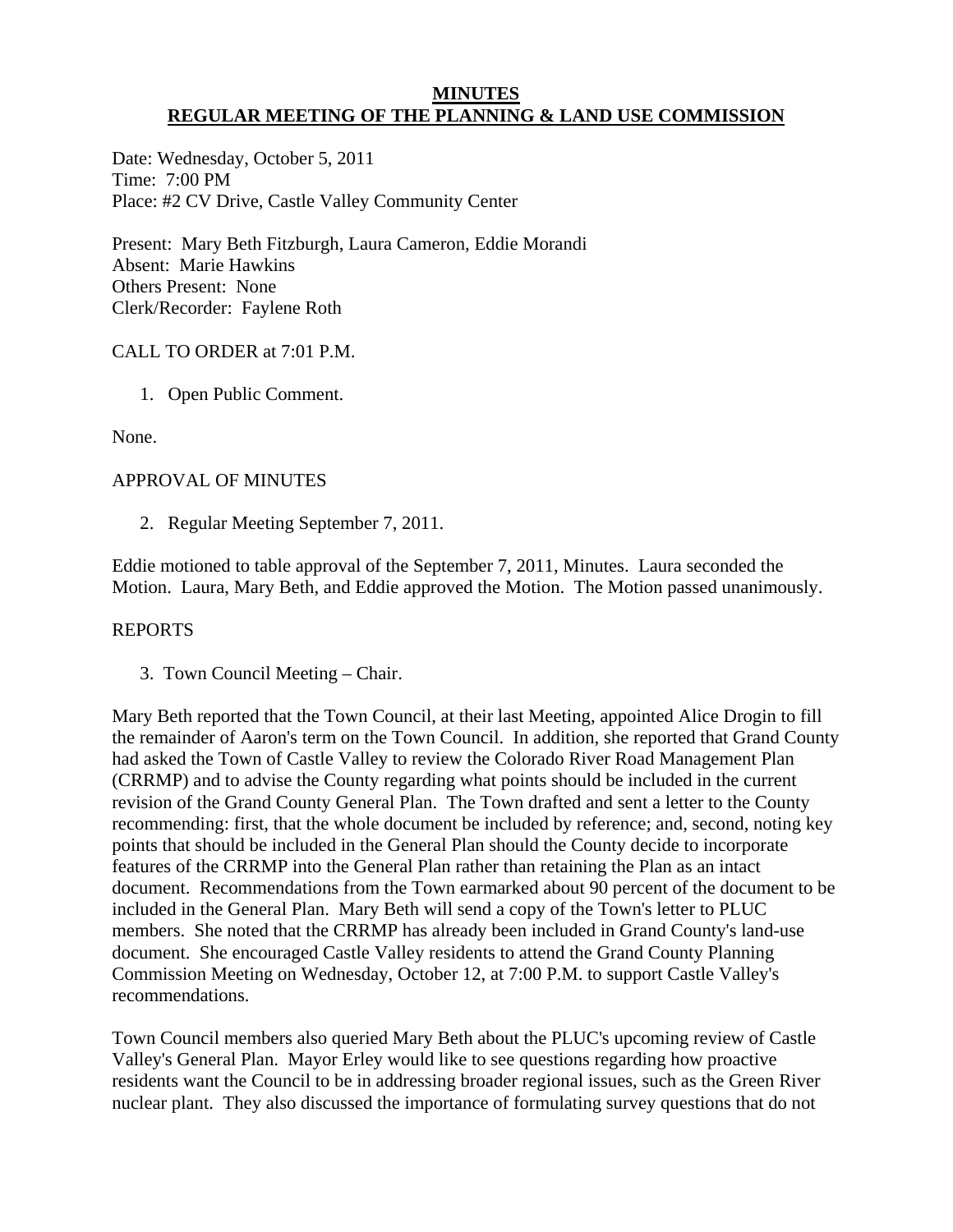# MINUTES
## REGULAR MEETING OF THE PLANNING & LAND USE COMMISSION

Date: Wednesday, October 5, 2011
Time: 7:00 PM
Place: #2 CV Drive, Castle Valley Community Center

Present: Mary Beth Fitzburgh, Laura Cameron, Eddie Morandi
Absent: Marie Hawkins
Others Present: None
Clerk/Recorder: Faylene Roth

CALL TO ORDER at 7:01 P.M.

1. Open Public Comment.

None.

APPROVAL OF MINUTES

2. Regular Meeting September 7, 2011.

Eddie motioned to table approval of the September 7, 2011, Minutes. Laura seconded the Motion. Laura, Mary Beth, and Eddie approved the Motion. The Motion passed unanimously.

REPORTS

3. Town Council Meeting – Chair.

Mary Beth reported that the Town Council, at their last Meeting, appointed Alice Drogin to fill the remainder of Aaron's term on the Town Council. In addition, she reported that Grand County had asked the Town of Castle Valley to review the Colorado River Road Management Plan (CRRMP) and to advise the County regarding what points should be included in the current revision of the Grand County General Plan. The Town drafted and sent a letter to the County recommending: first, that the whole document be included by reference; and, second, noting key points that should be included in the General Plan should the County decide to incorporate features of the CRRMP into the General Plan rather than retaining the Plan as an intact document. Recommendations from the Town earmarked about 90 percent of the document to be included in the General Plan. Mary Beth will send a copy of the Town's letter to PLUC members. She noted that the CRRMP has already been included in Grand County's land-use document. She encouraged Castle Valley residents to attend the Grand County Planning Commission Meeting on Wednesday, October 12, at 7:00 P.M. to support Castle Valley's recommendations.

Town Council members also queried Mary Beth about the PLUC's upcoming review of Castle Valley's General Plan. Mayor Erley would like to see questions regarding how proactive residents want the Council to be in addressing broader regional issues, such as the Green River nuclear plant. They also discussed the importance of formulating survey questions that do not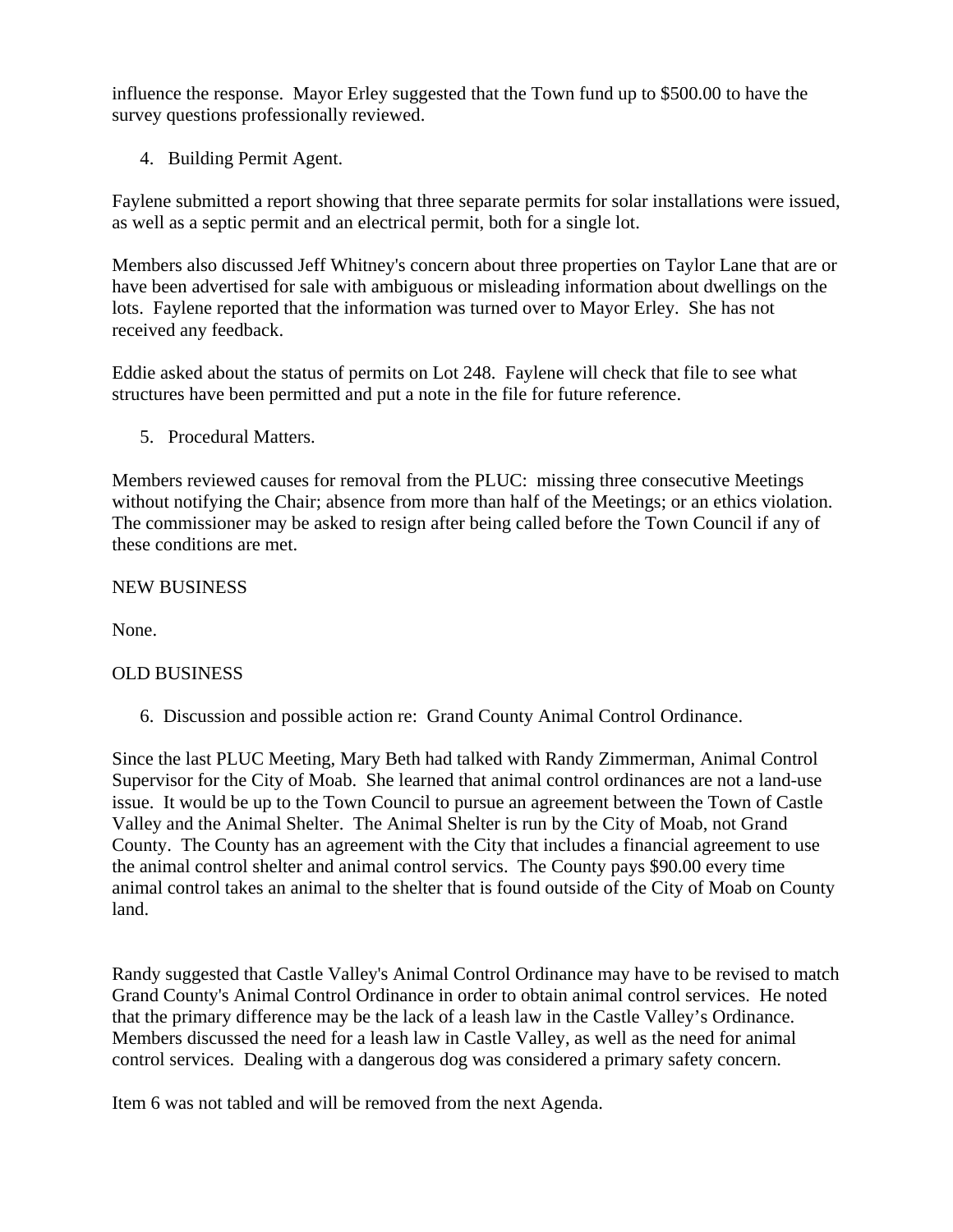influence the response. Mayor Erley suggested that the Town fund up to $500.00 to have the survey questions professionally reviewed.

4. Building Permit Agent.

Faylene submitted a report showing that three separate permits for solar installations were issued, as well as a septic permit and an electrical permit, both for a single lot.

Members also discussed Jeff Whitney's concern about three properties on Taylor Lane that are or have been advertised for sale with ambiguous or misleading information about dwellings on the lots. Faylene reported that the information was turned over to Mayor Erley. She has not received any feedback.

Eddie asked about the status of permits on Lot 248. Faylene will check that file to see what structures have been permitted and put a note in the file for future reference.

5. Procedural Matters.

Members reviewed causes for removal from the PLUC: missing three consecutive Meetings without notifying the Chair; absence from more than half of the Meetings; or an ethics violation. The commissioner may be asked to resign after being called before the Town Council if any of these conditions are met.

NEW BUSINESS

None.

OLD BUSINESS

6. Discussion and possible action re: Grand County Animal Control Ordinance.

Since the last PLUC Meeting, Mary Beth had talked with Randy Zimmerman, Animal Control Supervisor for the City of Moab. She learned that animal control ordinances are not a land-use issue. It would be up to the Town Council to pursue an agreement between the Town of Castle Valley and the Animal Shelter. The Animal Shelter is run by the City of Moab, not Grand County. The County has an agreement with the City that includes a financial agreement to use the animal control shelter and animal control servics. The County pays $90.00 every time animal control takes an animal to the shelter that is found outside of the City of Moab on County land.

Randy suggested that Castle Valley's Animal Control Ordinance may have to be revised to match Grand County's Animal Control Ordinance in order to obtain animal control services. He noted that the primary difference may be the lack of a leash law in the Castle Valley's Ordinance. Members discussed the need for a leash law in Castle Valley, as well as the need for animal control services. Dealing with a dangerous dog was considered a primary safety concern.

Item 6 was not tabled and will be removed from the next Agenda.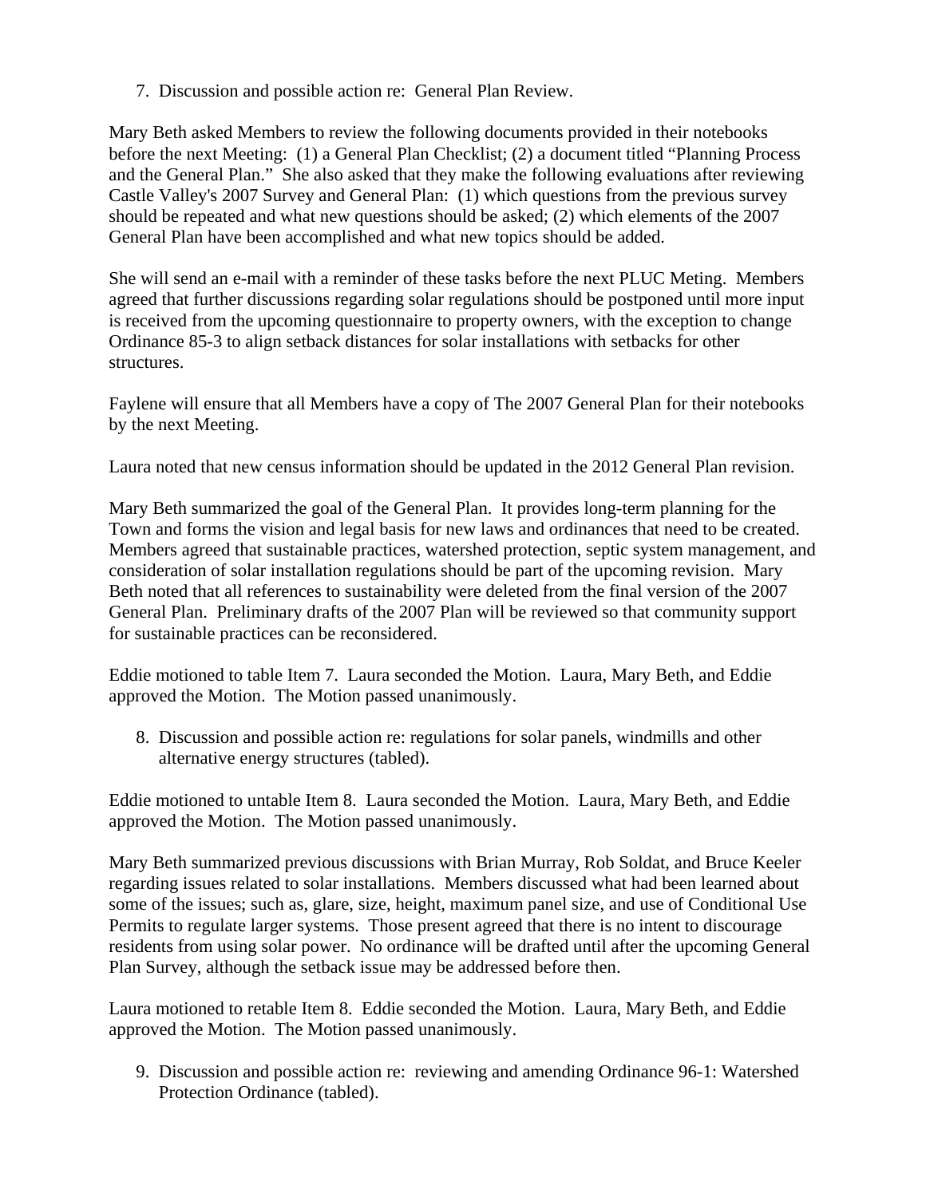7. Discussion and possible action re: General Plan Review.

Mary Beth asked Members to review the following documents provided in their notebooks before the next Meeting: (1) a General Plan Checklist; (2) a document titled "Planning Process and the General Plan." She also asked that they make the following evaluations after reviewing Castle Valley's 2007 Survey and General Plan: (1) which questions from the previous survey should be repeated and what new questions should be asked; (2) which elements of the 2007 General Plan have been accomplished and what new topics should be added.

She will send an e-mail with a reminder of these tasks before the next PLUC Meting. Members agreed that further discussions regarding solar regulations should be postponed until more input is received from the upcoming questionnaire to property owners, with the exception to change Ordinance 85-3 to align setback distances for solar installations with setbacks for other structures.

Faylene will ensure that all Members have a copy of The 2007 General Plan for their notebooks by the next Meeting.

Laura noted that new census information should be updated in the 2012 General Plan revision.

Mary Beth summarized the goal of the General Plan. It provides long-term planning for the Town and forms the vision and legal basis for new laws and ordinances that need to be created. Members agreed that sustainable practices, watershed protection, septic system management, and consideration of solar installation regulations should be part of the upcoming revision. Mary Beth noted that all references to sustainability were deleted from the final version of the 2007 General Plan. Preliminary drafts of the 2007 Plan will be reviewed so that community support for sustainable practices can be reconsidered.

Eddie motioned to table Item 7. Laura seconded the Motion. Laura, Mary Beth, and Eddie approved the Motion. The Motion passed unanimously.

8. Discussion and possible action re: regulations for solar panels, windmills and other alternative energy structures (tabled).

Eddie motioned to untable Item 8. Laura seconded the Motion. Laura, Mary Beth, and Eddie approved the Motion. The Motion passed unanimously.

Mary Beth summarized previous discussions with Brian Murray, Rob Soldat, and Bruce Keeler regarding issues related to solar installations. Members discussed what had been learned about some of the issues; such as, glare, size, height, maximum panel size, and use of Conditional Use Permits to regulate larger systems. Those present agreed that there is no intent to discourage residents from using solar power. No ordinance will be drafted until after the upcoming General Plan Survey, although the setback issue may be addressed before then.

Laura motioned to retable Item 8. Eddie seconded the Motion. Laura, Mary Beth, and Eddie approved the Motion. The Motion passed unanimously.

9. Discussion and possible action re: reviewing and amending Ordinance 96-1: Watershed Protection Ordinance (tabled).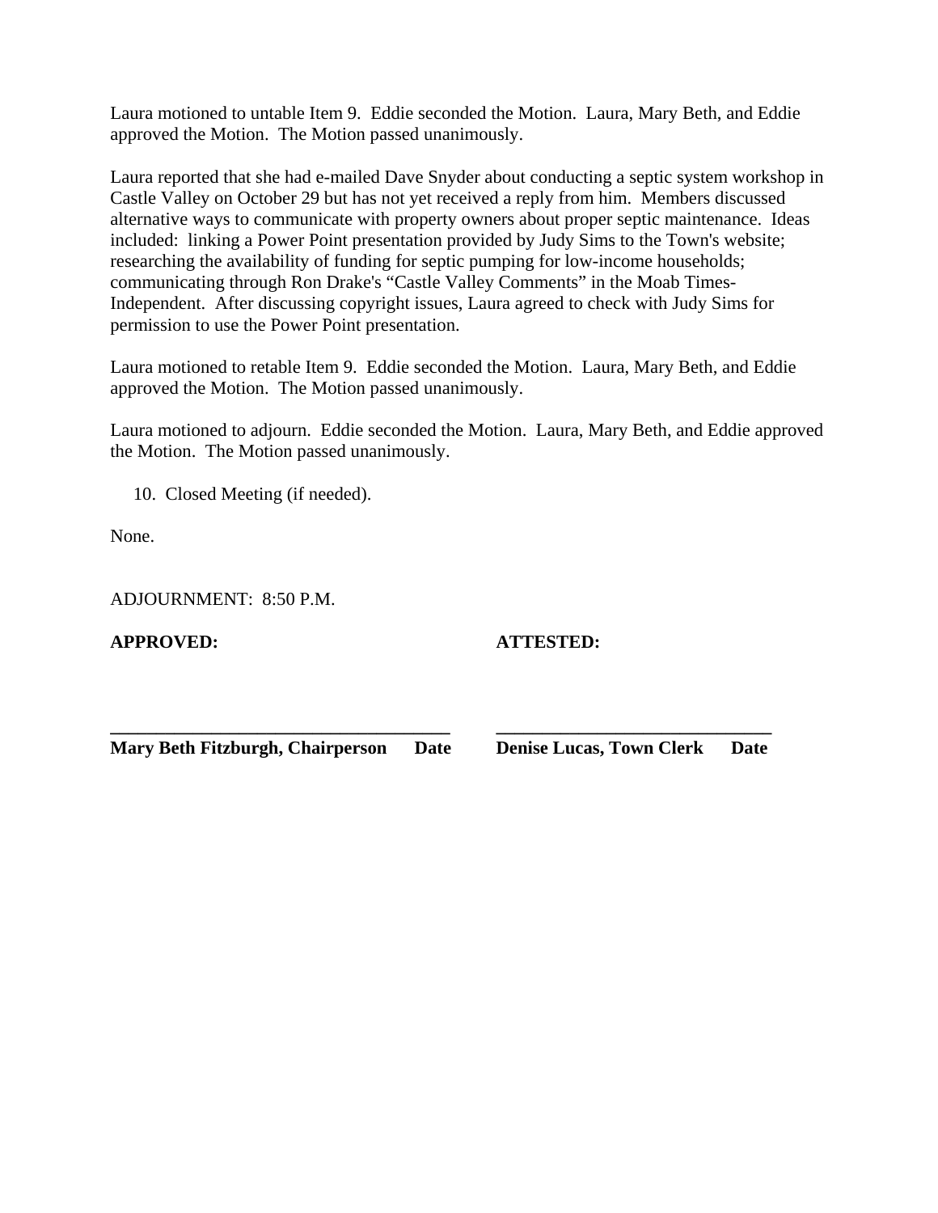Laura motioned to untable Item 9. Eddie seconded the Motion. Laura, Mary Beth, and Eddie approved the Motion. The Motion passed unanimously.

Laura reported that she had e-mailed Dave Snyder about conducting a septic system workshop in Castle Valley on October 29 but has not yet received a reply from him. Members discussed alternative ways to communicate with property owners about proper septic maintenance. Ideas included: linking a Power Point presentation provided by Judy Sims to the Town's website; researching the availability of funding for septic pumping for low-income households; communicating through Ron Drake's "Castle Valley Comments" in the Moab Times-Independent. After discussing copyright issues, Laura agreed to check with Judy Sims for permission to use the Power Point presentation.

Laura motioned to retable Item 9. Eddie seconded the Motion. Laura, Mary Beth, and Eddie approved the Motion. The Motion passed unanimously.

Laura motioned to adjourn. Eddie seconded the Motion. Laura, Mary Beth, and Eddie approved the Motion. The Motion passed unanimously.

10. Closed Meeting (if needed).

None.

ADJOURNMENT: 8:50 P.M.

**APPROVED:** **ATTESTED:**

\_\_\_\_\_\_\_\_\_\_\_\_\_\_\_\_\_\_\_\_\_\_\_\_\_\_\_\_\_\_\_\_\_\_\_\_ \_\_\_\_\_\_\_\_\_\_\_\_\_\_\_\_\_\_\_\_\_\_\_\_\_\_\_\_\_\_

**Mary Beth Fitzburgh, Chairperson Date** **Denise Lucas, Town Clerk Date**